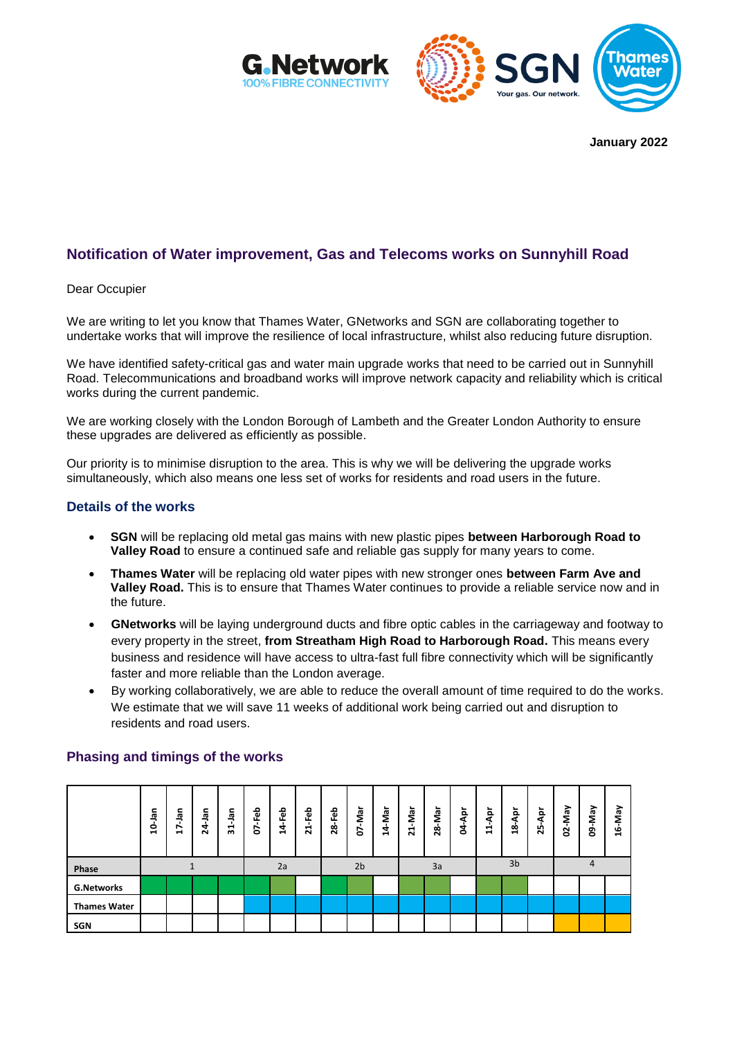G.Network
100% FIBRE CONNECTIVITY

SGN
Your gas. Our network.

Thames Water

**January 2022**

## Notification of Water improvement, Gas and Telecoms works on Sunnyhill Road

Dear Occupier

We are writing to let you know that Thames Water, GNetworks and SGN are collaborating together to undertake works that will improve the resilience of local infrastructure, whilst also reducing future disruption.

We have identified safety-critical gas and water main upgrade works that need to be carried out in Sunnyhill Road. Telecommunications and broadband works will improve network capacity and reliability which is critical works during the current pandemic.

We are working closely with the London Borough of Lambeth and the Greater London Authority to ensure these upgrades are delivered as efficiently as possible.

Our priority is to minimise disruption to the area. This is why we will be delivering the upgrade works simultaneously, which also means one less set of works for residents and road users in the future.

### Details of the works

- **SGN** will be replacing old metal gas mains with new plastic pipes **between Harborough Road to Valley Road** to ensure a continued safe and reliable gas supply for many years to come.
- **Thames Water** will be replacing old water pipes with new stronger ones **between Farm Ave and Valley Road.** This is to ensure that Thames Water continues to provide a reliable service now and in the future.
- **GNetworks** will be laying underground ducts and fibre optic cables in the carriageway and footway to every property in the street, **from Streatham High Road to Harborough Road.** This means every business and residence will have access to ultra-fast full fibre connectivity which will be significantly faster and more reliable than the London average.
- By working collaboratively, we are able to reduce the overall amount of time required to do the works. We estimate that we will save 11 weeks of additional work being carried out and disruption to residents and road users.

### Phasing and timings of the works

| | 10-Jan | 17-Jan | 24-Jan | 31-Jan | 07-Feb | 14-Feb | 21-Feb | 28-Feb | 07-Mar | 14-Mar | 21-Mar | 28-Mar | 04-Apr | 11-Apr | 18-Apr | 25-Apr | 02-May | 09-May | 16-May |
|---|---|---|---|---|---|---|---|---|---|---|---|---|---|---|---|---|---|---|---|
| **Phase** | 1 | | | | 2a | | | 2b | | | 3a | | | 3b | | | 4 | | |
| **G.Networks** | ■ | ■ | ■ | ■ | ■ | ■ | | ■ | ■ | | ■ | ■ | | ■ | ■ | | | | |
| **Thames Water** | | | | | ■ | ■ | ■ | ■ | ■ | ■ | ■ | ■ | ■ | ■ | ■ | ■ | ■ | ■ | ■ |
| **SGN** | | | | | | | | | | | | | | | | | ■ | ■ | ■ |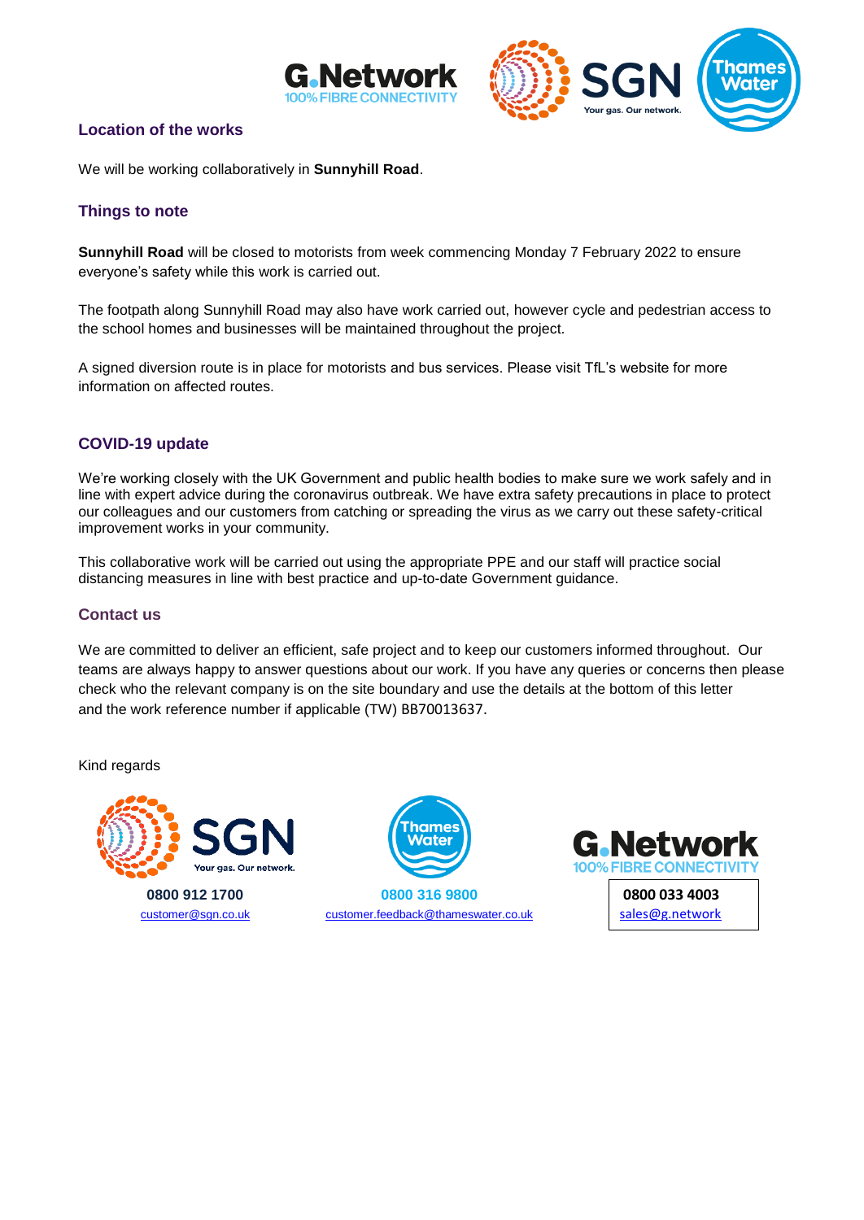## Location of the works

We will be working collaboratively in **Sunnyhill Road**.

## Things to note

**Sunnyhill Road** will be closed to motorists from week commencing Monday 7 February 2022 to ensure everyone's safety while this work is carried out.

The footpath along Sunnyhill Road may also have work carried out, however cycle and pedestrian access to the school homes and businesses will be maintained throughout the project.

A signed diversion route is in place for motorists and bus services. Please visit TfL's website for more information on affected routes.

## COVID-19 update

We're working closely with the UK Government and public health bodies to make sure we work safely and in line with expert advice during the coronavirus outbreak. We have extra safety precautions in place to protect our colleagues and our customers from catching or spreading the virus as we carry out these safety-critical improvement works in your community.

This collaborative work will be carried out using the appropriate PPE and our staff will practice social distancing measures in line with best practice and up-to-date Government guidance.

## Contact us

We are committed to deliver an efficient, safe project and to keep our customers informed throughout. Our teams are always happy to answer questions about our work. If you have any queries or concerns then please check who the relevant company is on the site boundary and use the details at the bottom of this letter and the work reference number if applicable (TW) BB70013637.

Kind regards

**SGN**
**0800 912 1700**
customer@sgn.co.uk

**Thames Water**
**0800 316 9800**
customer.feedback@thameswater.co.uk

**G.Network**
**0800 033 4003**
sales@g.network